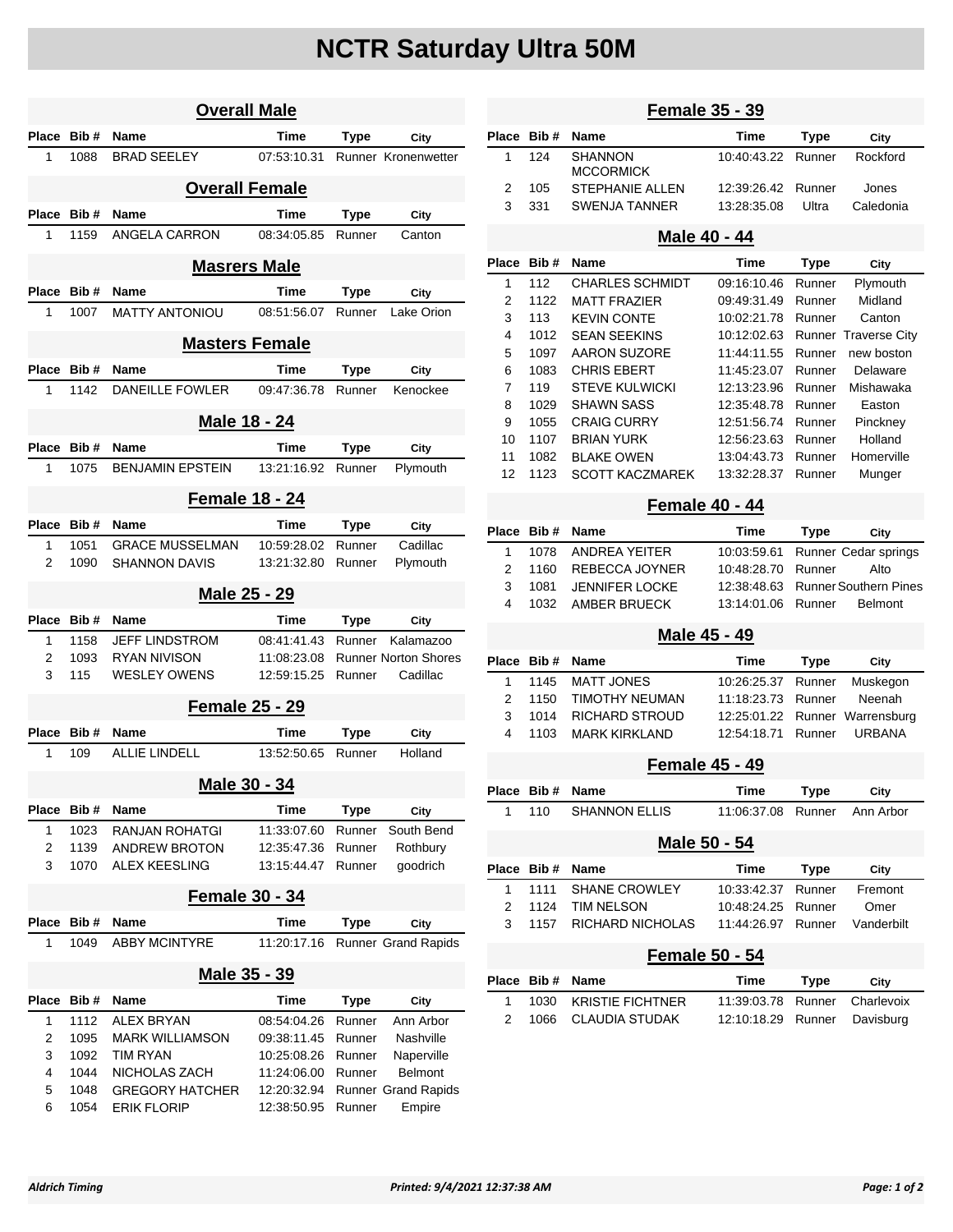# NCTR Saturday Ultra 50M

## Overall Male

| Place | Bib # | Name | Time | Type | City |
|---|---|---|---|---|---|
| 1 | 1088 | BRAD SEELEY | 07:53:10.31 | Runner | Kronenwetter |

## Overall Female

| Place | Bib # | Name | Time | Type | City |
|---|---|---|---|---|---|
| 1 | 1159 | ANGELA CARRON | 08:34:05.85 | Runner | Canton |

## Masrers Male

| Place | Bib # | Name | Time | Type | City |
|---|---|---|---|---|---|
| 1 | 1007 | MATTY ANTONIOU | 08:51:56.07 | Runner | Lake Orion |

## Masters Female

| Place | Bib # | Name | Time | Type | City |
|---|---|---|---|---|---|
| 1 | 1142 | DANEILLE FOWLER | 09:47:36.78 | Runner | Kenockee |

## Male 18 - 24

| Place | Bib # | Name | Time | Type | City |
|---|---|---|---|---|---|
| 1 | 1075 | BENJAMIN EPSTEIN | 13:21:16.92 | Runner | Plymouth |

## Female 18 - 24

| Place | Bib # | Name | Time | Type | City |
|---|---|---|---|---|---|
| 1 | 1051 | GRACE MUSSELMAN | 10:59:28.02 | Runner | Cadillac |
| 2 | 1090 | SHANNON DAVIS | 13:21:32.80 | Runner | Plymouth |

## Male 25 - 29

| Place | Bib # | Name | Time | Type | City |
|---|---|---|---|---|---|
| 1 | 1158 | JEFF LINDSTROM | 08:41:41.43 | Runner | Kalamazoo |
| 2 | 1093 | RYAN NIVISON | 11:08:23.08 | Runner | Norton Shores |
| 3 | 115 | WESLEY OWENS | 12:59:15.25 | Runner | Cadillac |

## Female 25 - 29

| Place | Bib # | Name | Time | Type | City |
|---|---|---|---|---|---|
| 1 | 109 | ALLIE LINDELL | 13:52:50.65 | Runner | Holland |

## Male 30 - 34

| Place | Bib # | Name | Time | Type | City |
|---|---|---|---|---|---|
| 1 | 1023 | RANJAN ROHATGI | 11:33:07.60 | Runner | South Bend |
| 2 | 1139 | ANDREW BROTON | 12:35:47.36 | Runner | Rothbury |
| 3 | 1070 | ALEX KEESLING | 13:15:44.47 | Runner | goodrich |

## Female 30 - 34

| Place | Bib # | Name | Time | Type | City |
|---|---|---|---|---|---|
| 1 | 1049 | ABBY MCINTYRE | 11:20:17.16 | Runner | Grand Rapids |

## Male 35 - 39

| Place | Bib # | Name | Time | Type | City |
|---|---|---|---|---|---|
| 1 | 1112 | ALEX BRYAN | 08:54:04.26 | Runner | Ann Arbor |
| 2 | 1095 | MARK WILLIAMSON | 09:38:11.45 | Runner | Nashville |
| 3 | 1092 | TIM RYAN | 10:25:08.26 | Runner | Naperville |
| 4 | 1044 | NICHOLAS ZACH | 11:24:06.00 | Runner | Belmont |
| 5 | 1048 | GREGORY HATCHER | 12:20:32.94 | Runner | Grand Rapids |
| 6 | 1054 | ERIK FLORIP | 12:38:50.95 | Runner | Empire |

## Female 35 - 39

| Place | Bib # | Name | Time | Type | City |
|---|---|---|---|---|---|
| 1 | 124 | SHANNON MCCORMICK | 10:40:43.22 | Runner | Rockford |
| 2 | 105 | STEPHANIE ALLEN | 12:39:26.42 | Runner | Jones |
| 3 | 331 | SWENJA TANNER | 13:28:35.08 | Ultra | Caledonia |

## Male 40 - 44

| Place | Bib # | Name | Time | Type | City |
|---|---|---|---|---|---|
| 1 | 112 | CHARLES SCHMIDT | 09:16:10.46 | Runner | Plymouth |
| 2 | 1122 | MATT FRAZIER | 09:49:31.49 | Runner | Midland |
| 3 | 113 | KEVIN CONTE | 10:02:21.78 | Runner | Canton |
| 4 | 1012 | SEAN SEEKINS | 10:12:02.63 | Runner | Traverse City |
| 5 | 1097 | AARON SUZORE | 11:44:11.55 | Runner | new boston |
| 6 | 1083 | CHRIS EBERT | 11:45:23.07 | Runner | Delaware |
| 7 | 119 | STEVE KULWICKI | 12:13:23.96 | Runner | Mishawaka |
| 8 | 1029 | SHAWN SASS | 12:35:48.78 | Runner | Easton |
| 9 | 1055 | CRAIG CURRY | 12:51:56.74 | Runner | Pinckney |
| 10 | 1107 | BRIAN YURK | 12:56:23.63 | Runner | Holland |
| 11 | 1082 | BLAKE OWEN | 13:04:43.73 | Runner | Homerville |
| 12 | 1123 | SCOTT KACZMAREK | 13:32:28.37 | Runner | Munger |

## Female 40 - 44

| Place | Bib # | Name | Time | Type | City |
|---|---|---|---|---|---|
| 1 | 1078 | ANDREA YEITER | 10:03:59.61 | Runner | Cedar springs |
| 2 | 1160 | REBECCA JOYNER | 10:48:28.70 | Runner | Alto |
| 3 | 1081 | JENNIFER LOCKE | 12:38:48.63 | Runner | Southern Pines |
| 4 | 1032 | AMBER BRUECK | 13:14:01.06 | Runner | Belmont |

## Male 45 - 49

| Place | Bib # | Name | Time | Type | City |
|---|---|---|---|---|---|
| 1 | 1145 | MATT JONES | 10:26:25.37 | Runner | Muskegon |
| 2 | 1150 | TIMOTHY NEUMAN | 11:18:23.73 | Runner | Neenah |
| 3 | 1014 | RICHARD STROUD | 12:25:01.22 | Runner | Warrensburg |
| 4 | 1103 | MARK KIRKLAND | 12:54:18.71 | Runner | URBANA |

## Female 45 - 49

| Place | Bib # | Name | Time | Type | City |
|---|---|---|---|---|---|
| 1 | 110 | SHANNON ELLIS | 11:06:37.08 | Runner | Ann Arbor |

## Male 50 - 54

| Place | Bib # | Name | Time | Type | City |
|---|---|---|---|---|---|
| 1 | 1111 | SHANE CROWLEY | 10:33:42.37 | Runner | Fremont |
| 2 | 1124 | TIM NELSON | 10:48:24.25 | Runner | Omer |
| 3 | 1157 | RICHARD NICHOLAS | 11:44:26.97 | Runner | Vanderbilt |

## Female 50 - 54

| Place | Bib # | Name | Time | Type | City |
|---|---|---|---|---|---|
| 1 | 1030 | KRISTIE FICHTNER | 11:39:03.78 | Runner | Charlevoix |
| 2 | 1066 | CLAUDIA STUDAK | 12:10:18.29 | Runner | Davisburg |

*Aldrich Timing* *Printed: 9/4/2021 12:37:38 AM*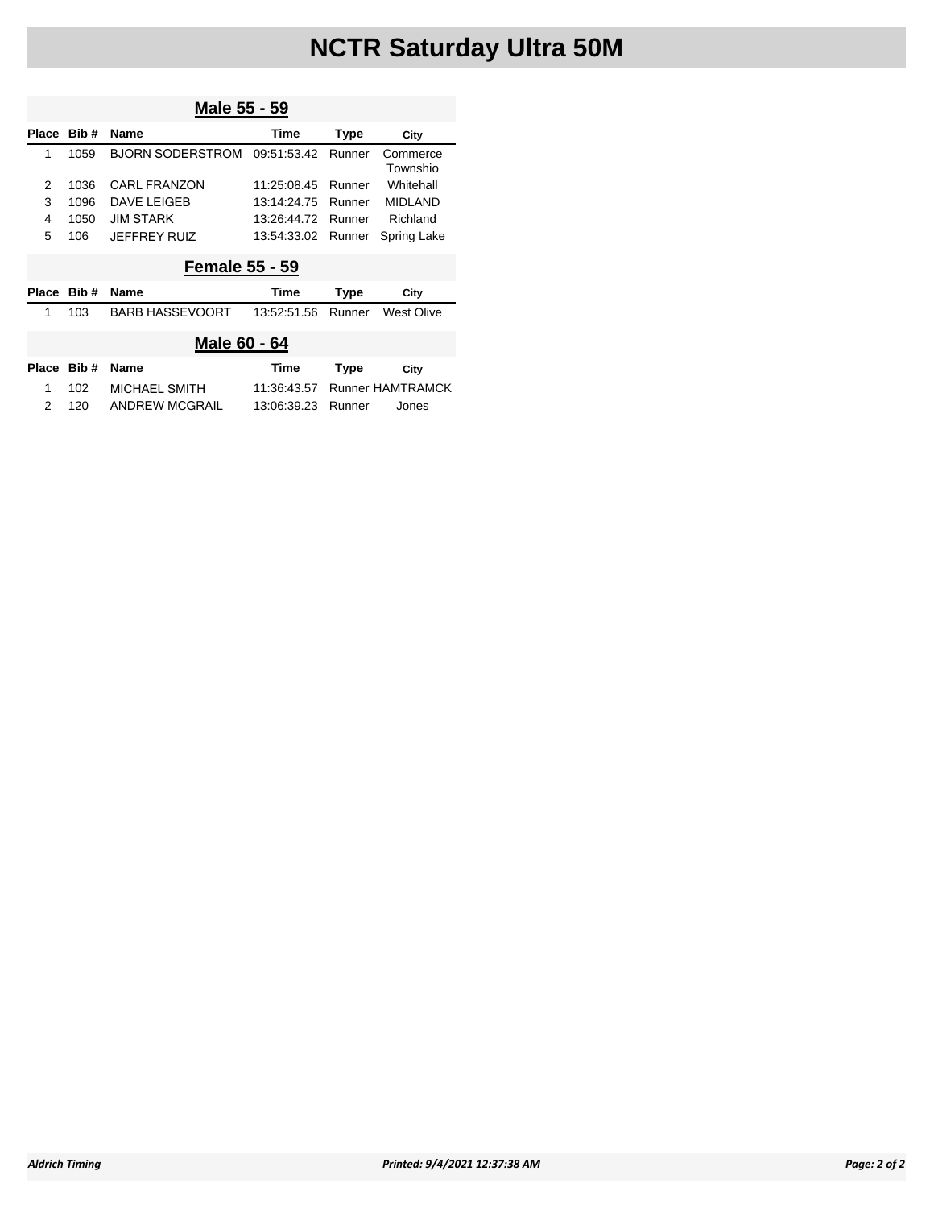# NCTR Saturday Ultra 50M

## Male 55 - 59

| Place | Bib # | Name | Time | Type | City |
|---|---|---|---|---|---|
| 1 | 1059 | BJORN SODERSTROM | 09:51:53.42 | Runner | Commerce Townshio |
| 2 | 1036 | CARL FRANZON | 11:25:08.45 | Runner | Whitehall |
| 3 | 1096 | DAVE LEIGEB | 13:14:24.75 | Runner | MIDLAND |
| 4 | 1050 | JIM STARK | 13:26:44.72 | Runner | Richland |
| 5 | 106 | JEFFREY RUIZ | 13:54:33.02 | Runner | Spring Lake |

## Female 55 - 59

| Place | Bib # | Name | Time | Type | City |
|---|---|---|---|---|---|
| 1 | 103 | BARB HASSEVOORT | 13:52:51.56 | Runner | West Olive |

## Male 60 - 64

| Place | Bib # | Name | Time | Type | City |
|---|---|---|---|---|---|
| 1 | 102 | MICHAEL SMITH | 11:36:43.57 | Runner | HAMTRAMCK |
| 2 | 120 | ANDREW MCGRAIL | 13:06:39.23 | Runner | Jones |

*Aldrich Timing* *Printed: 9/4/2021 12:37:38 AM*